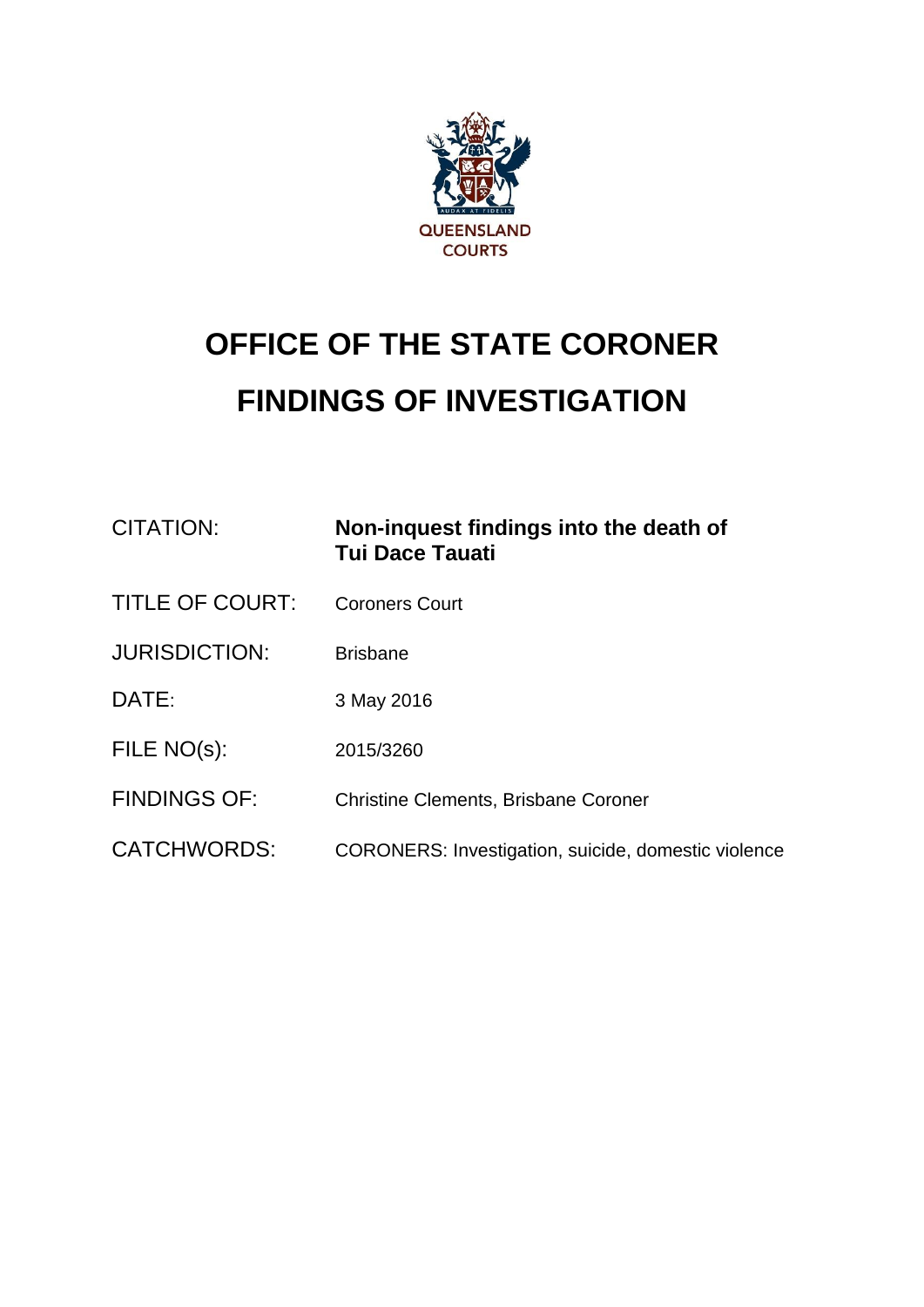QUEENSLAND COURTS

# OFFICE OF THE STATE CORONER

# FINDINGS OF INVESTIGATION

| | |
|---|---|
| CITATION: | **Non-inquest findings into the death of Tui Dace Tauati** |
| TITLE OF COURT: | Coroners Court |
| JURISDICTION: | Brisbane |
| DATE: | 3 May 2016 |
| FILE NO(s): | 2015/3260 |
| FINDINGS OF: | Christine Clements, Brisbane Coroner |
| CATCHWORDS: | CORONERS: Investigation, suicide, domestic violence |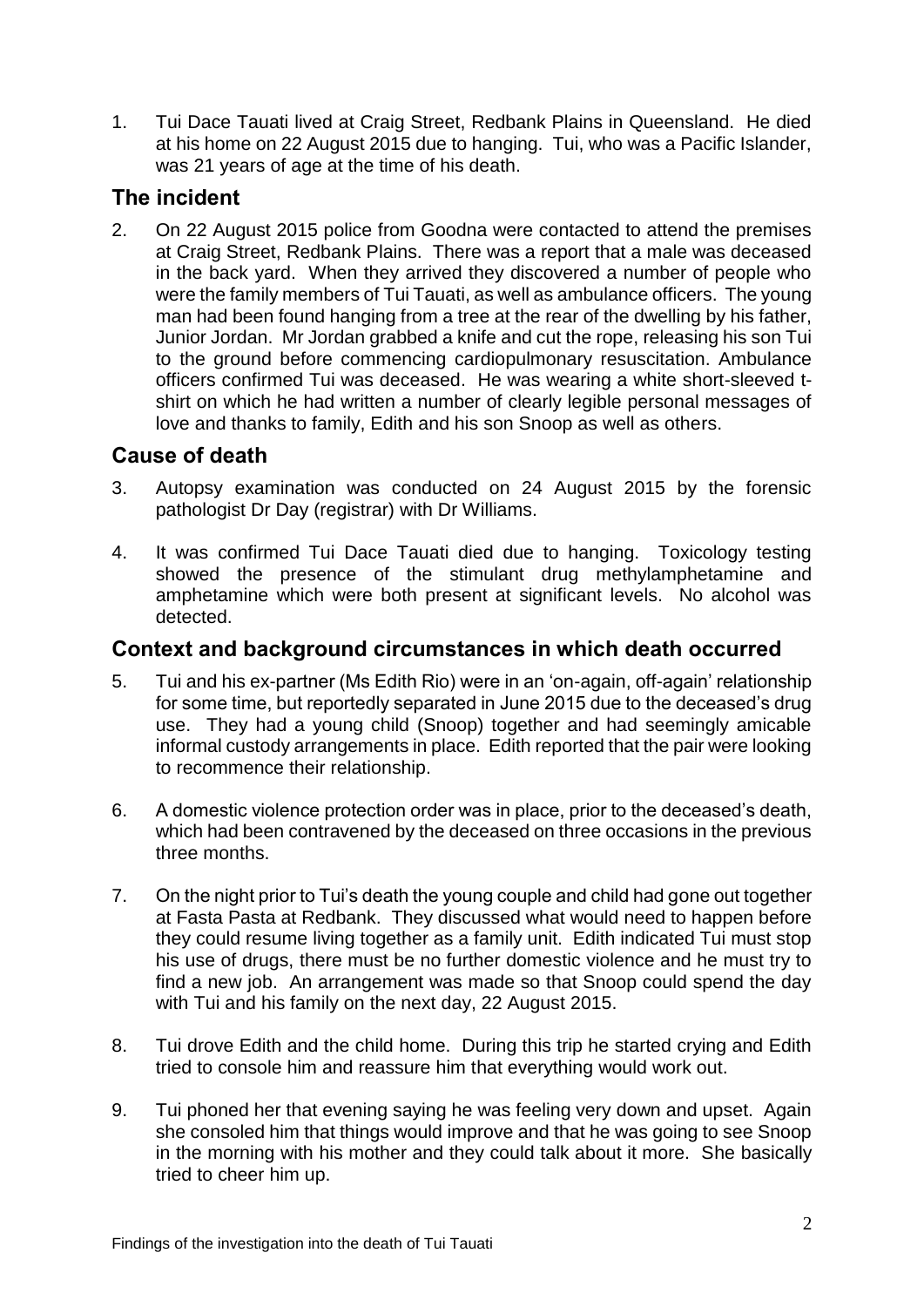1. Tui Dace Tauati lived at Craig Street, Redbank Plains in Queensland. He died at his home on 22 August 2015 due to hanging. Tui, who was a Pacific Islander, was 21 years of age at the time of his death.

## The incident

2. On 22 August 2015 police from Goodna were contacted to attend the premises at Craig Street, Redbank Plains. There was a report that a male was deceased in the back yard. When they arrived they discovered a number of people who were the family members of Tui Tauati, as well as ambulance officers. The young man had been found hanging from a tree at the rear of the dwelling by his father, Junior Jordan. Mr Jordan grabbed a knife and cut the rope, releasing his son Tui to the ground before commencing cardiopulmonary resuscitation. Ambulance officers confirmed Tui was deceased. He was wearing a white short-sleeved t-shirt on which he had written a number of clearly legible personal messages of love and thanks to family, Edith and his son Snoop as well as others.

## Cause of death

3. Autopsy examination was conducted on 24 August 2015 by the forensic pathologist Dr Day (registrar) with Dr Williams.

4. It was confirmed Tui Dace Tauati died due to hanging. Toxicology testing showed the presence of the stimulant drug methylamphetamine and amphetamine which were both present at significant levels. No alcohol was detected.

## Context and background circumstances in which death occurred

5. Tui and his ex-partner (Ms Edith Rio) were in an 'on-again, off-again' relationship for some time, but reportedly separated in June 2015 due to the deceased's drug use. They had a young child (Snoop) together and had seemingly amicable informal custody arrangements in place. Edith reported that the pair were looking to recommence their relationship.

6. A domestic violence protection order was in place, prior to the deceased's death, which had been contravened by the deceased on three occasions in the previous three months.

7. On the night prior to Tui's death the young couple and child had gone out together at Fasta Pasta at Redbank. They discussed what would need to happen before they could resume living together as a family unit. Edith indicated Tui must stop his use of drugs, there must be no further domestic violence and he must try to find a new job. An arrangement was made so that Snoop could spend the day with Tui and his family on the next day, 22 August 2015.

8. Tui drove Edith and the child home. During this trip he started crying and Edith tried to console him and reassure him that everything would work out.

9. Tui phoned her that evening saying he was feeling very down and upset. Again she consoled him that things would improve and that he was going to see Snoop in the morning with his mother and they could talk about it more. She basically tried to cheer him up.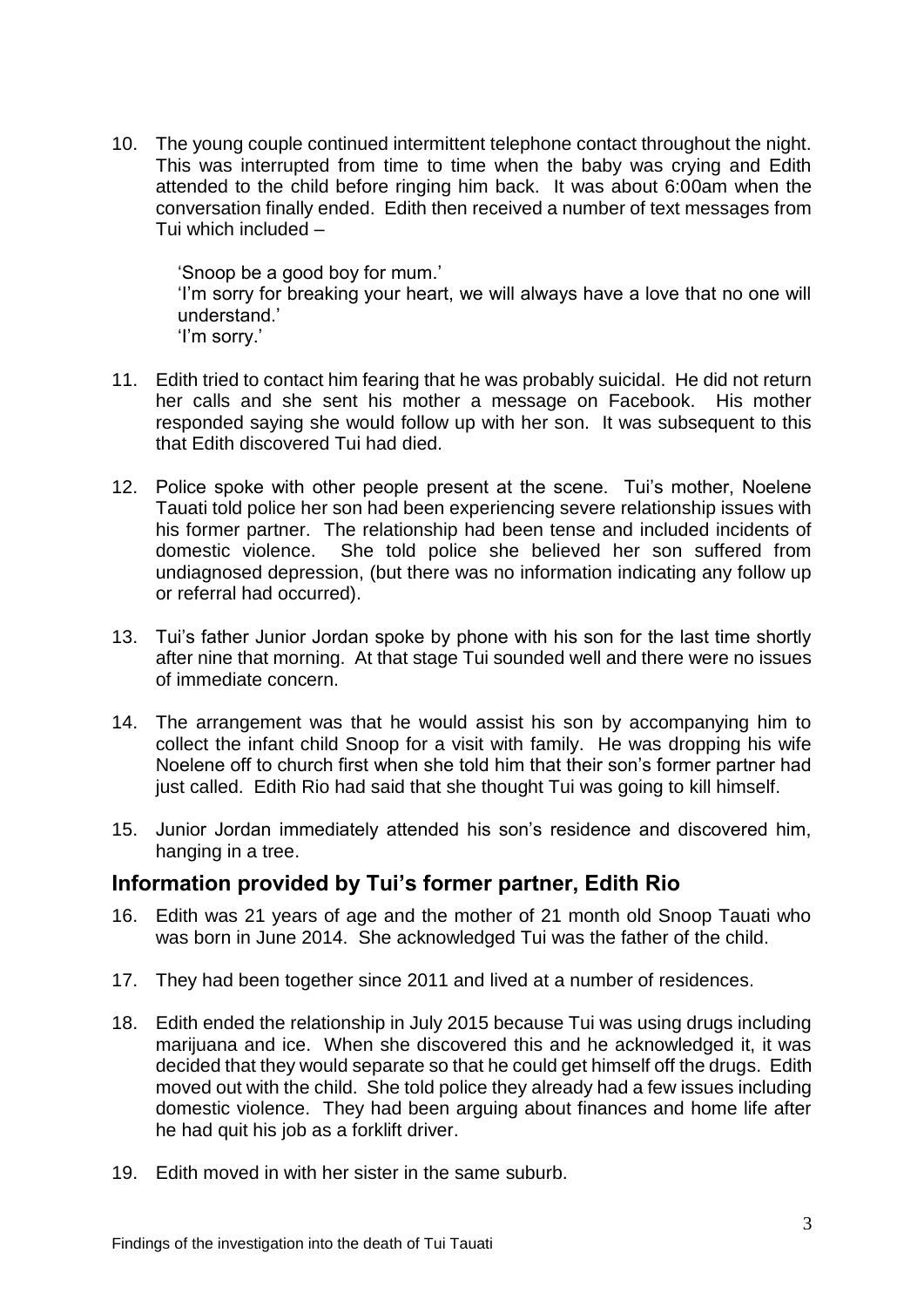10. The young couple continued intermittent telephone contact throughout the night. This was interrupted from time to time when the baby was crying and Edith attended to the child before ringing him back. It was about 6:00am when the conversation finally ended. Edith then received a number of text messages from Tui which included –

    'Snoop be a good boy for mum.'
    'I'm sorry for breaking your heart, we will always have a love that no one will understand.'
    'I'm sorry.'

11. Edith tried to contact him fearing that he was probably suicidal. He did not return her calls and she sent his mother a message on Facebook. His mother responded saying she would follow up with her son. It was subsequent to this that Edith discovered Tui had died.

12. Police spoke with other people present at the scene. Tui's mother, Noelene Tauati told police her son had been experiencing severe relationship issues with his former partner. The relationship had been tense and included incidents of domestic violence. She told police she believed her son suffered from undiagnosed depression, (but there was no information indicating any follow up or referral had occurred).

13. Tui's father Junior Jordan spoke by phone with his son for the last time shortly after nine that morning. At that stage Tui sounded well and there were no issues of immediate concern.

14. The arrangement was that he would assist his son by accompanying him to collect the infant child Snoop for a visit with family. He was dropping his wife Noelene off to church first when she told him that their son's former partner had just called. Edith Rio had said that she thought Tui was going to kill himself.

15. Junior Jordan immediately attended his son's residence and discovered him, hanging in a tree.

## Information provided by Tui's former partner, Edith Rio

16. Edith was 21 years of age and the mother of 21 month old Snoop Tauati who was born in June 2014. She acknowledged Tui was the father of the child.

17. They had been together since 2011 and lived at a number of residences.

18. Edith ended the relationship in July 2015 because Tui was using drugs including marijuana and ice. When she discovered this and he acknowledged it, it was decided that they would separate so that he could get himself off the drugs. Edith moved out with the child. She told police they already had a few issues including domestic violence. They had been arguing about finances and home life after he had quit his job as a forklift driver.

19. Edith moved in with her sister in the same suburb.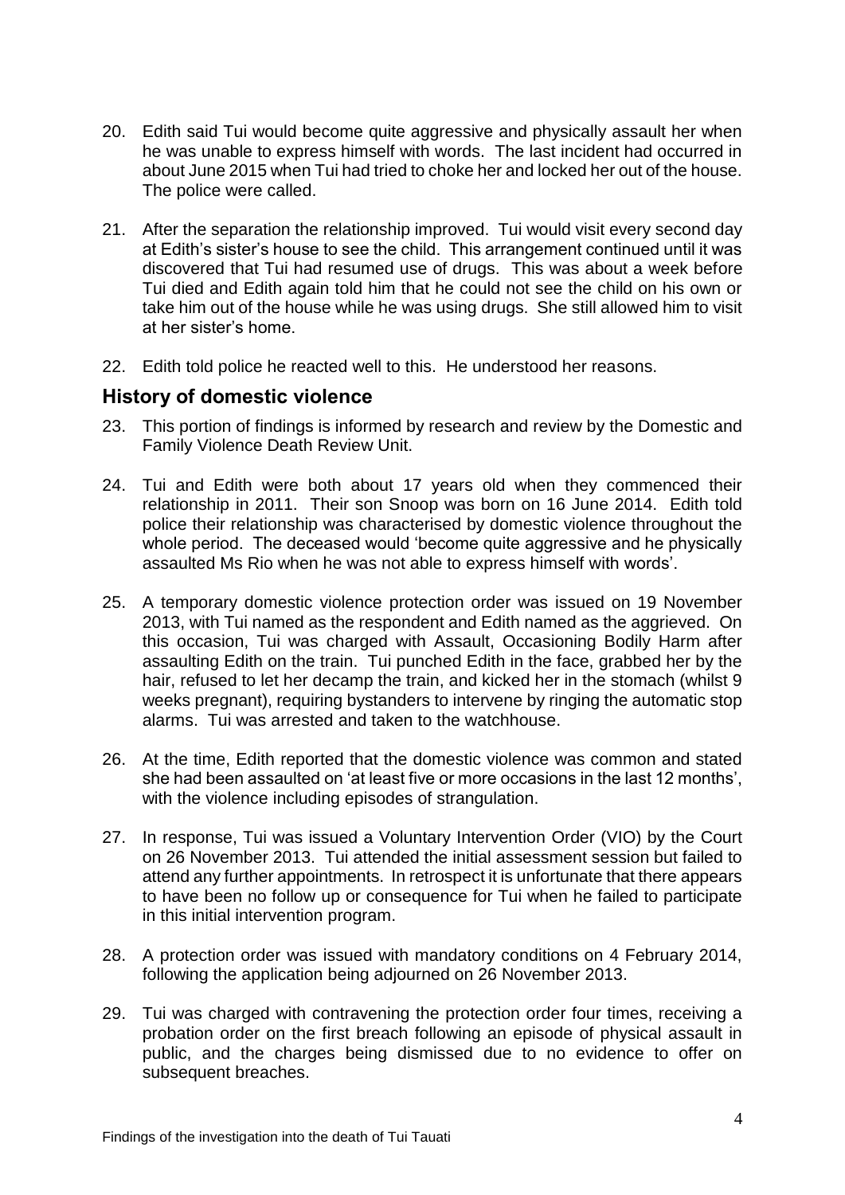20. Edith said Tui would become quite aggressive and physically assault her when he was unable to express himself with words. The last incident had occurred in about June 2015 when Tui had tried to choke her and locked her out of the house. The police were called.

21. After the separation the relationship improved. Tui would visit every second day at Edith's sister's house to see the child. This arrangement continued until it was discovered that Tui had resumed use of drugs. This was about a week before Tui died and Edith again told him that he could not see the child on his own or take him out of the house while he was using drugs. She still allowed him to visit at her sister's home.

22. Edith told police he reacted well to this. He understood her reasons.

## History of domestic violence

23. This portion of findings is informed by research and review by the Domestic and Family Violence Death Review Unit.

24. Tui and Edith were both about 17 years old when they commenced their relationship in 2011. Their son Snoop was born on 16 June 2014. Edith told police their relationship was characterised by domestic violence throughout the whole period. The deceased would 'become quite aggressive and he physically assaulted Ms Rio when he was not able to express himself with words'.

25. A temporary domestic violence protection order was issued on 19 November 2013, with Tui named as the respondent and Edith named as the aggrieved. On this occasion, Tui was charged with Assault, Occasioning Bodily Harm after assaulting Edith on the train. Tui punched Edith in the face, grabbed her by the hair, refused to let her decamp the train, and kicked her in the stomach (whilst 9 weeks pregnant), requiring bystanders to intervene by ringing the automatic stop alarms. Tui was arrested and taken to the watchhouse.

26. At the time, Edith reported that the domestic violence was common and stated she had been assaulted on 'at least five or more occasions in the last 12 months', with the violence including episodes of strangulation.

27. In response, Tui was issued a Voluntary Intervention Order (VIO) by the Court on 26 November 2013. Tui attended the initial assessment session but failed to attend any further appointments. In retrospect it is unfortunate that there appears to have been no follow up or consequence for Tui when he failed to participate in this initial intervention program.

28. A protection order was issued with mandatory conditions on 4 February 2014, following the application being adjourned on 26 November 2013.

29. Tui was charged with contravening the protection order four times, receiving a probation order on the first breach following an episode of physical assault in public, and the charges being dismissed due to no evidence to offer on subsequent breaches.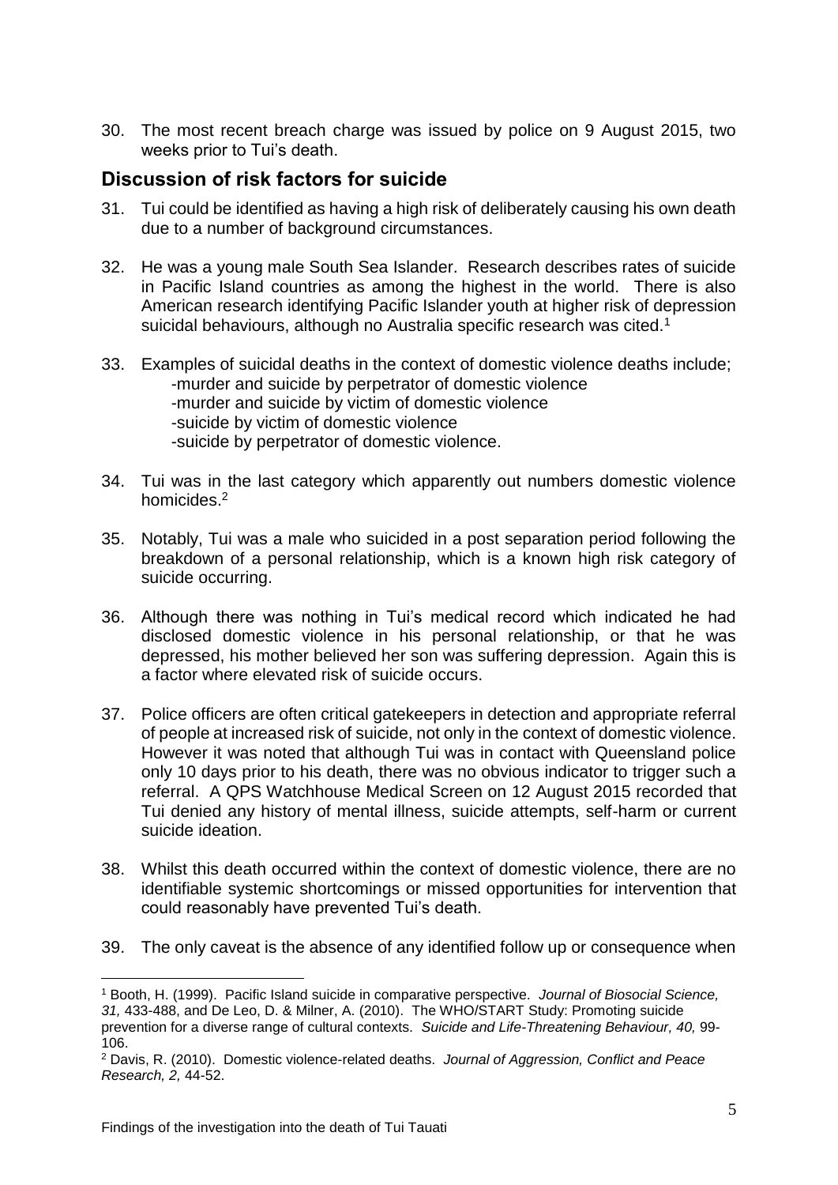30. The most recent breach charge was issued by police on 9 August 2015, two weeks prior to Tui's death.

## Discussion of risk factors for suicide

31. Tui could be identified as having a high risk of deliberately causing his own death due to a number of background circumstances.

32. He was a young male South Sea Islander. Research describes rates of suicide in Pacific Island countries as among the highest in the world. There is also American research identifying Pacific Islander youth at higher risk of depression suicidal behaviours, although no Australia specific research was cited.[1]

33. Examples of suicidal deaths in the context of domestic violence deaths include;
    - murder and suicide by perpetrator of domestic violence
    - murder and suicide by victim of domestic violence
    - suicide by victim of domestic violence
    - suicide by perpetrator of domestic violence.

34. Tui was in the last category which apparently out numbers domestic violence homicides.[2]

35. Notably, Tui was a male who suicided in a post separation period following the breakdown of a personal relationship, which is a known high risk category of suicide occurring.

36. Although there was nothing in Tui's medical record which indicated he had disclosed domestic violence in his personal relationship, or that he was depressed, his mother believed her son was suffering depression. Again this is a factor where elevated risk of suicide occurs.

37. Police officers are often critical gatekeepers in detection and appropriate referral of people at increased risk of suicide, not only in the context of domestic violence. However it was noted that although Tui was in contact with Queensland police only 10 days prior to his death, there was no obvious indicator to trigger such a referral. A QPS Watchhouse Medical Screen on 12 August 2015 recorded that Tui denied any history of mental illness, suicide attempts, self-harm or current suicide ideation.

38. Whilst this death occurred within the context of domestic violence, there are no identifiable systemic shortcomings or missed opportunities for intervention that could reasonably have prevented Tui's death.

39. The only caveat is the absence of any identified follow up or consequence when

---

[1] Booth, H. (1999). Pacific Island suicide in comparative perspective. *Journal of Biosocial Science, 31,* 433-488, and De Leo, D. & Milner, A. (2010). The WHO/START Study: Promoting suicide prevention for a diverse range of cultural contexts. *Suicide and Life-Threatening Behaviour, 40,* 99-106.

[2] Davis, R. (2010). Domestic violence-related deaths. *Journal of Aggression, Conflict and Peace Research, 2,* 44-52.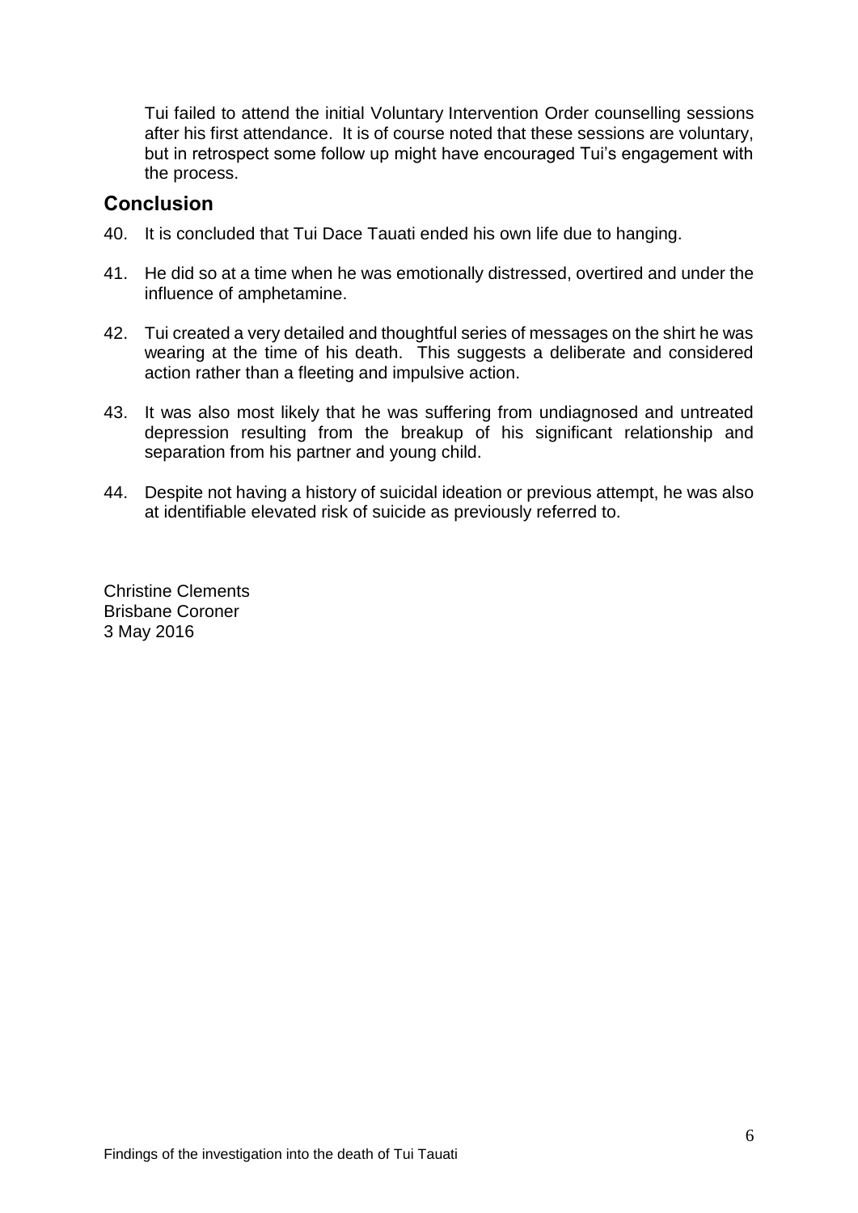Tui failed to attend the initial Voluntary Intervention Order counselling sessions after his first attendance. It is of course noted that these sessions are voluntary, but in retrospect some follow up might have encouraged Tui's engagement with the process.

## Conclusion

40. It is concluded that Tui Dace Tauati ended his own life due to hanging.

41. He did so at a time when he was emotionally distressed, overtired and under the influence of amphetamine.

42. Tui created a very detailed and thoughtful series of messages on the shirt he was wearing at the time of his death. This suggests a deliberate and considered action rather than a fleeting and impulsive action.

43. It was also most likely that he was suffering from undiagnosed and untreated depression resulting from the breakup of his significant relationship and separation from his partner and young child.

44. Despite not having a history of suicidal ideation or previous attempt, he was also at identifiable elevated risk of suicide as previously referred to.

Christine Clements
Brisbane Coroner
3 May 2016